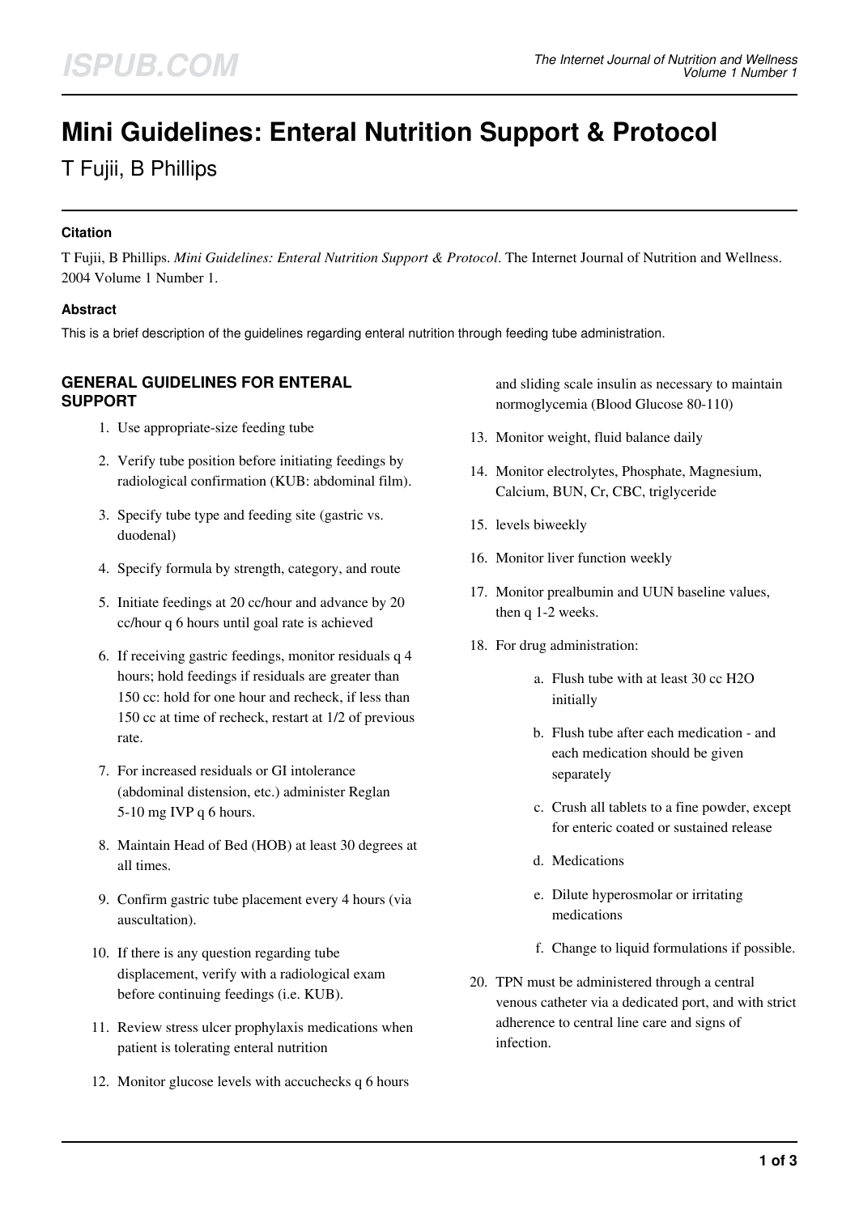# Mini Guidelines: Enteral Nutrition Support & Protocol

T Fujii, B Phillips

## Citation

T Fujii, B Phillips. *Mini Guidelines: Enteral Nutrition Support & Protocol*. The Internet Journal of Nutrition and Wellness. 2004 Volume 1 Number 1.

## Abstract

This is a brief description of the guidelines regarding enteral nutrition through feeding tube administration.

## GENERAL GUIDELINES FOR ENTERAL SUPPORT

1. Use appropriate-size feeding tube
2. Verify tube position before initiating feedings by radiological confirmation (KUB: abdominal film).
3. Specify tube type and feeding site (gastric vs. duodenal)
4. Specify formula by strength, category, and route
5. Initiate feedings at 20 cc/hour and advance by 20 cc/hour q 6 hours until goal rate is achieved
6. If receiving gastric feedings, monitor residuals q 4 hours; hold feedings if residuals are greater than 150 cc: hold for one hour and recheck, if less than 150 cc at time of recheck, restart at 1/2 of previous rate.
7. For increased residuals or GI intolerance (abdominal distension, etc.) administer Reglan 5-10 mg IVP q 6 hours.
8. Maintain Head of Bed (HOB) at least 30 degrees at all times.
9. Confirm gastric tube placement every 4 hours (via auscultation).
10. If there is any question regarding tube displacement, verify with a radiological exam before continuing feedings (i.e. KUB).
11. Review stress ulcer prophylaxis medications when patient is tolerating enteral nutrition
12. Monitor glucose levels with accuchecks q 6 hours and sliding scale insulin as necessary to maintain normoglycemia (Blood Glucose 80-110)
13. Monitor weight, fluid balance daily
14. Monitor electrolytes, Phosphate, Magnesium, Calcium, BUN, Cr, CBC, triglyceride
15. levels biweekly
16. Monitor liver function weekly
17. Monitor prealbumin and UUN baseline values, then q 1-2 weeks.
18. For drug administration:
    a. Flush tube with at least 30 cc $H_2O$ initially
    b. Flush tube after each medication - and each medication should be given separately
    c. Crush all tablets to a fine powder, except for enteric coated or sustained release
    d. Medications
    e. Dilute hyperosmolar or irritating medications
    f. Change to liquid formulations if possible.
20. TPN must be administered through a central venous catheter via a dedicated port, and with strict adherence to central line care and signs of infection.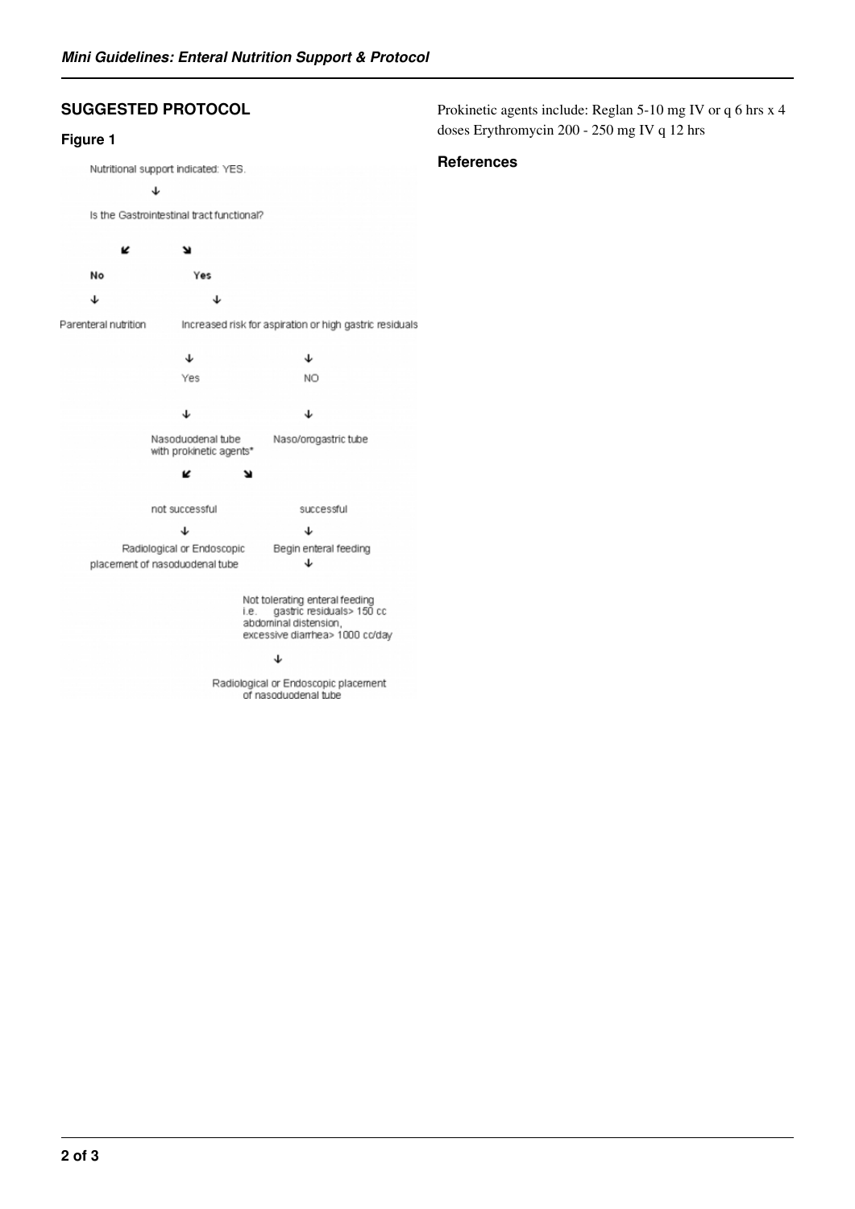## SUGGESTED PROTOCOL

### Figure 1

Nutritional support indicated: YES.

↓

Is the Gastrointestinal tract functional?

- **No** → Parenteral nutrition
- **Yes** → Increased risk for aspiration or high gastric residuals
  - Yes → Nasoduodenal tube with prokinetic agents*
    - not successful → Radiological or Endoscopic placement of nasoduodenal tube
    - successful → Begin enteral feeding
      - ↓ Not tolerating enteral feeding i.e. gastric residuals> 150 cc abdominal distension, excessive diarrhea> 1000 cc/day
        - ↓ Radiological or Endoscopic placement of nasoduodenal tube
  - NO → Naso/orogastric tube

Prokinetic agents include: Reglan 5-10 mg IV or q 6 hrs x 4 doses Erythromycin 200 - 250 mg IV q 12 hrs

### References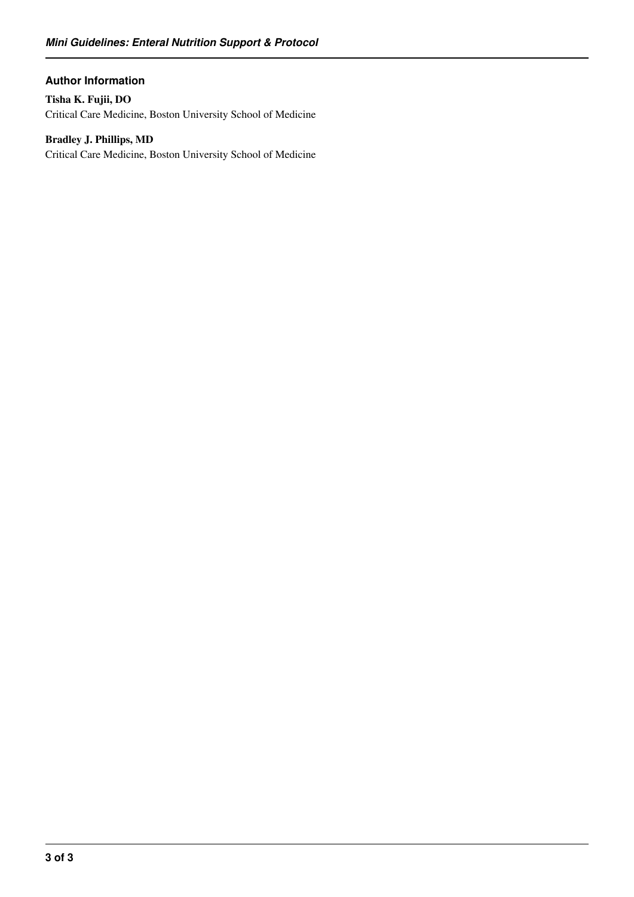## Author Information

**Tisha K. Fujii, DO**
Critical Care Medicine, Boston University School of Medicine

**Bradley J. Phillips, MD**
Critical Care Medicine, Boston University School of Medicine